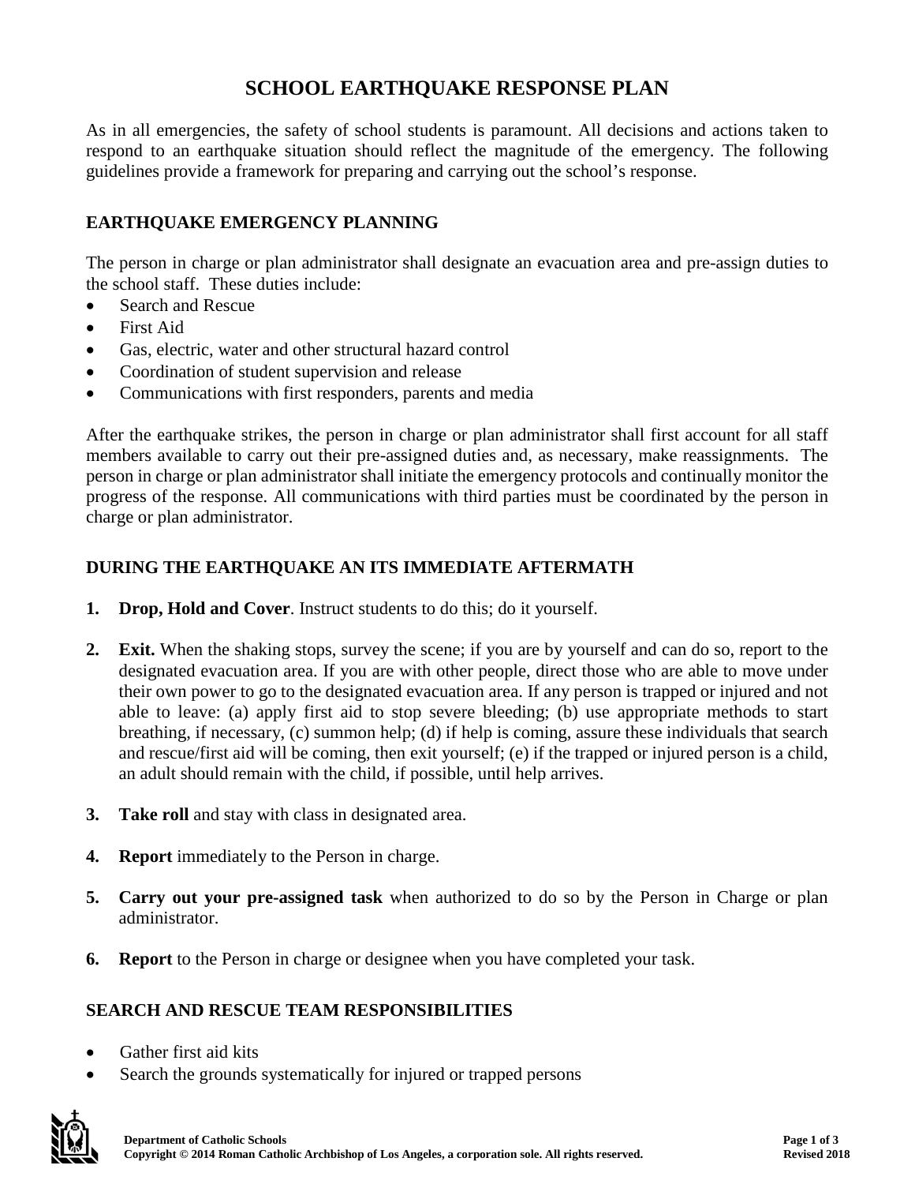# SCHOOL EARTHQUAKE RESPONSE PLAN

As in all emergencies, the safety of school students is paramount. All decisions and actions taken to respond to an earthquake situation should reflect the magnitude of the emergency. The following guidelines provide a framework for preparing and carrying out the school's response.

## EARTHQUAKE EMERGENCY PLANNING

The person in charge or plan administrator shall designate an evacuation area and pre-assign duties to the school staff. These duties include:

- Search and Rescue
- First Aid
- Gas, electric, water and other structural hazard control
- Coordination of student supervision and release
- Communications with first responders, parents and media

After the earthquake strikes, the person in charge or plan administrator shall first account for all staff members available to carry out their pre-assigned duties and, as necessary, make reassignments. The person in charge or plan administrator shall initiate the emergency protocols and continually monitor the progress of the response. All communications with third parties must be coordinated by the person in charge or plan administrator.

## DURING THE EARTHQUAKE AN ITS IMMEDIATE AFTERMATH

1. **Drop, Hold and Cover**. Instruct students to do this; do it yourself.

2. **Exit.** When the shaking stops, survey the scene; if you are by yourself and can do so, report to the designated evacuation area. If you are with other people, direct those who are able to move under their own power to go to the designated evacuation area. If any person is trapped or injured and not able to leave: (a) apply first aid to stop severe bleeding; (b) use appropriate methods to start breathing, if necessary, (c) summon help; (d) if help is coming, assure these individuals that search and rescue/first aid will be coming, then exit yourself; (e) if the trapped or injured person is a child, an adult should remain with the child, if possible, until help arrives.

3. **Take roll** and stay with class in designated area.

4. **Report** immediately to the Person in charge.

5. **Carry out your pre-assigned task** when authorized to do so by the Person in Charge or plan administrator.

6. **Report** to the Person in charge or designee when you have completed your task.

## SEARCH AND RESCUE TEAM RESPONSIBILITIES

- Gather first aid kits
- Search the grounds systematically for injured or trapped persons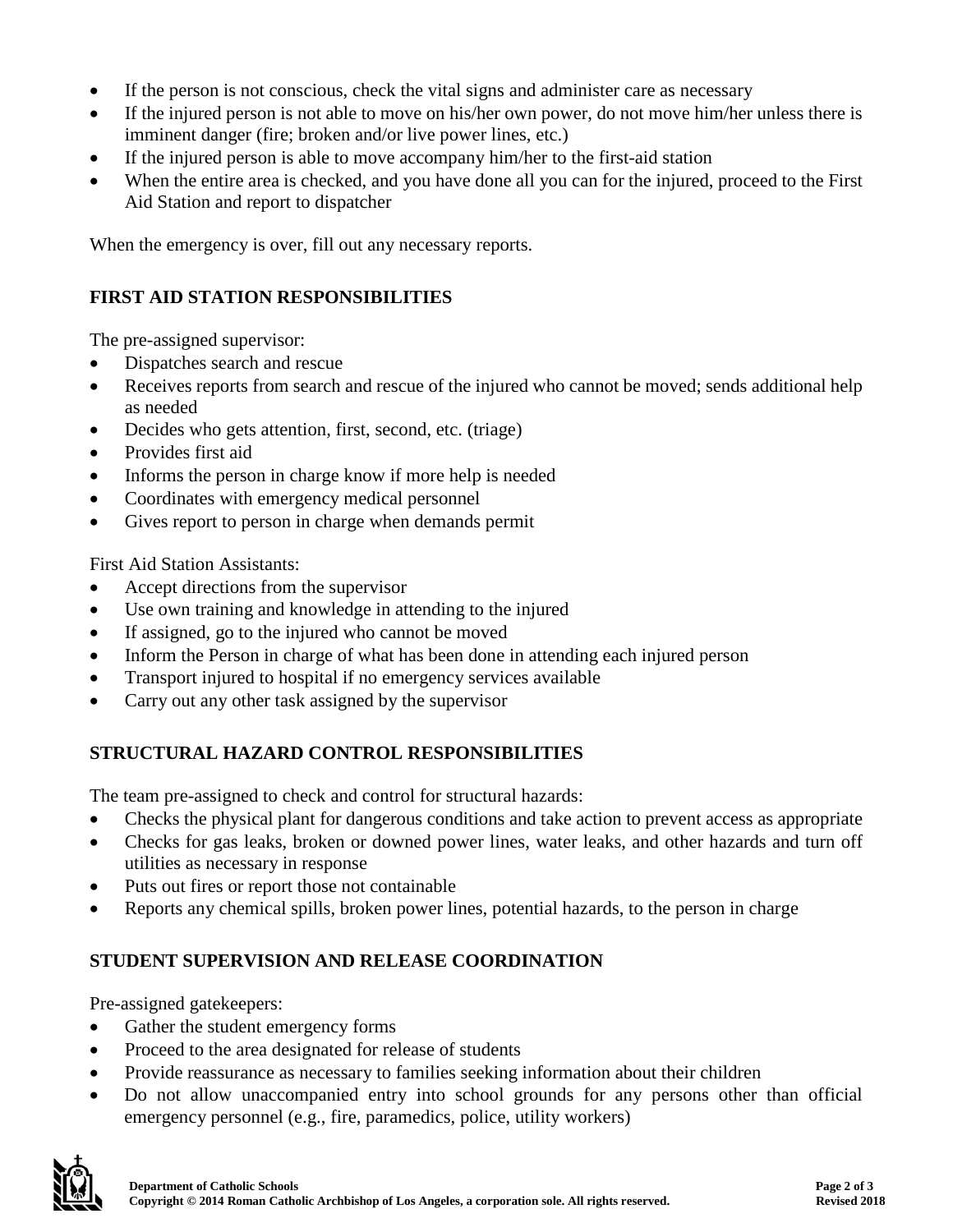- If the person is not conscious, check the vital signs and administer care as necessary
- If the injured person is not able to move on his/her own power, do not move him/her unless there is imminent danger (fire; broken and/or live power lines, etc.)
- If the injured person is able to move accompany him/her to the first-aid station
- When the entire area is checked, and you have done all you can for the injured, proceed to the First Aid Station and report to dispatcher

When the emergency is over, fill out any necessary reports.

## FIRST AID STATION RESPONSIBILITIES

The pre-assigned supervisor:

- Dispatches search and rescue
- Receives reports from search and rescue of the injured who cannot be moved; sends additional help as needed
- Decides who gets attention, first, second, etc. (triage)
- Provides first aid
- Informs the person in charge know if more help is needed
- Coordinates with emergency medical personnel
- Gives report to person in charge when demands permit

First Aid Station Assistants:

- Accept directions from the supervisor
- Use own training and knowledge in attending to the injured
- If assigned, go to the injured who cannot be moved
- Inform the Person in charge of what has been done in attending each injured person
- Transport injured to hospital if no emergency services available
- Carry out any other task assigned by the supervisor

## STRUCTURAL HAZARD CONTROL RESPONSIBILITIES

The team pre-assigned to check and control for structural hazards:

- Checks the physical plant for dangerous conditions and take action to prevent access as appropriate
- Checks for gas leaks, broken or downed power lines, water leaks, and other hazards and turn off utilities as necessary in response
- Puts out fires or report those not containable
- Reports any chemical spills, broken power lines, potential hazards, to the person in charge

## STUDENT SUPERVISION AND RELEASE COORDINATION

Pre-assigned gatekeepers:

- Gather the student emergency forms
- Proceed to the area designated for release of students
- Provide reassurance as necessary to families seeking information about their children
- Do not allow unaccompanied entry into school grounds for any persons other than official emergency personnel (e.g., fire, paramedics, police, utility workers)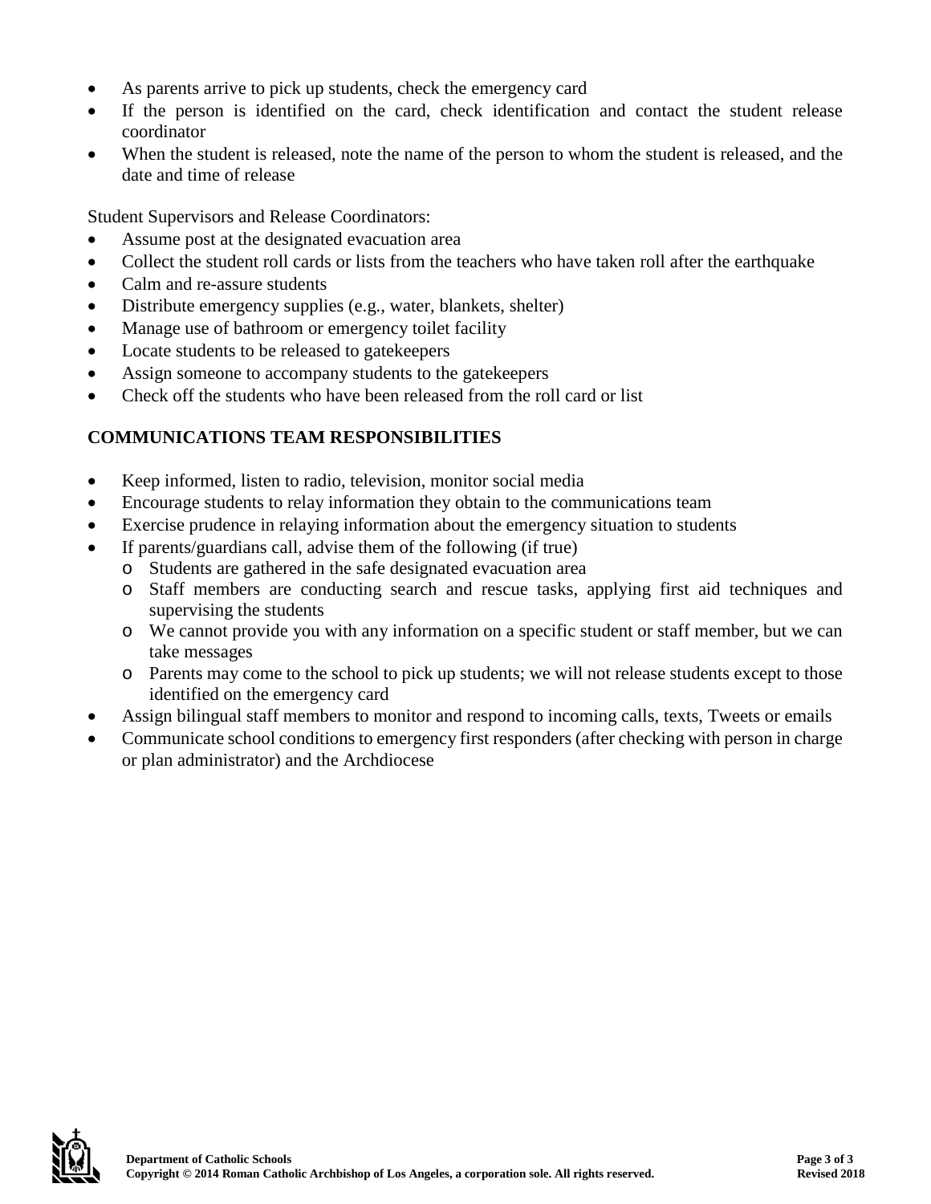- As parents arrive to pick up students, check the emergency card
- If the person is identified on the card, check identification and contact the student release coordinator
- When the student is released, note the name of the person to whom the student is released, and the date and time of release

Student Supervisors and Release Coordinators:

- Assume post at the designated evacuation area
- Collect the student roll cards or lists from the teachers who have taken roll after the earthquake
- Calm and re-assure students
- Distribute emergency supplies (e.g., water, blankets, shelter)
- Manage use of bathroom or emergency toilet facility
- Locate students to be released to gatekeepers
- Assign someone to accompany students to the gatekeepers
- Check off the students who have been released from the roll card or list

## COMMUNICATIONS TEAM RESPONSIBILITIES

- Keep informed, listen to radio, television, monitor social media
- Encourage students to relay information they obtain to the communications team
- Exercise prudence in relaying information about the emergency situation to students
- If parents/guardians call, advise them of the following (if true)
  - Students are gathered in the safe designated evacuation area
  - Staff members are conducting search and rescue tasks, applying first aid techniques and supervising the students
  - We cannot provide you with any information on a specific student or staff member, but we can take messages
  - Parents may come to the school to pick up students; we will not release students except to those identified on the emergency card
- Assign bilingual staff members to monitor and respond to incoming calls, texts, Tweets or emails
- Communicate school conditions to emergency first responders (after checking with person in charge or plan administrator) and the Archdiocese